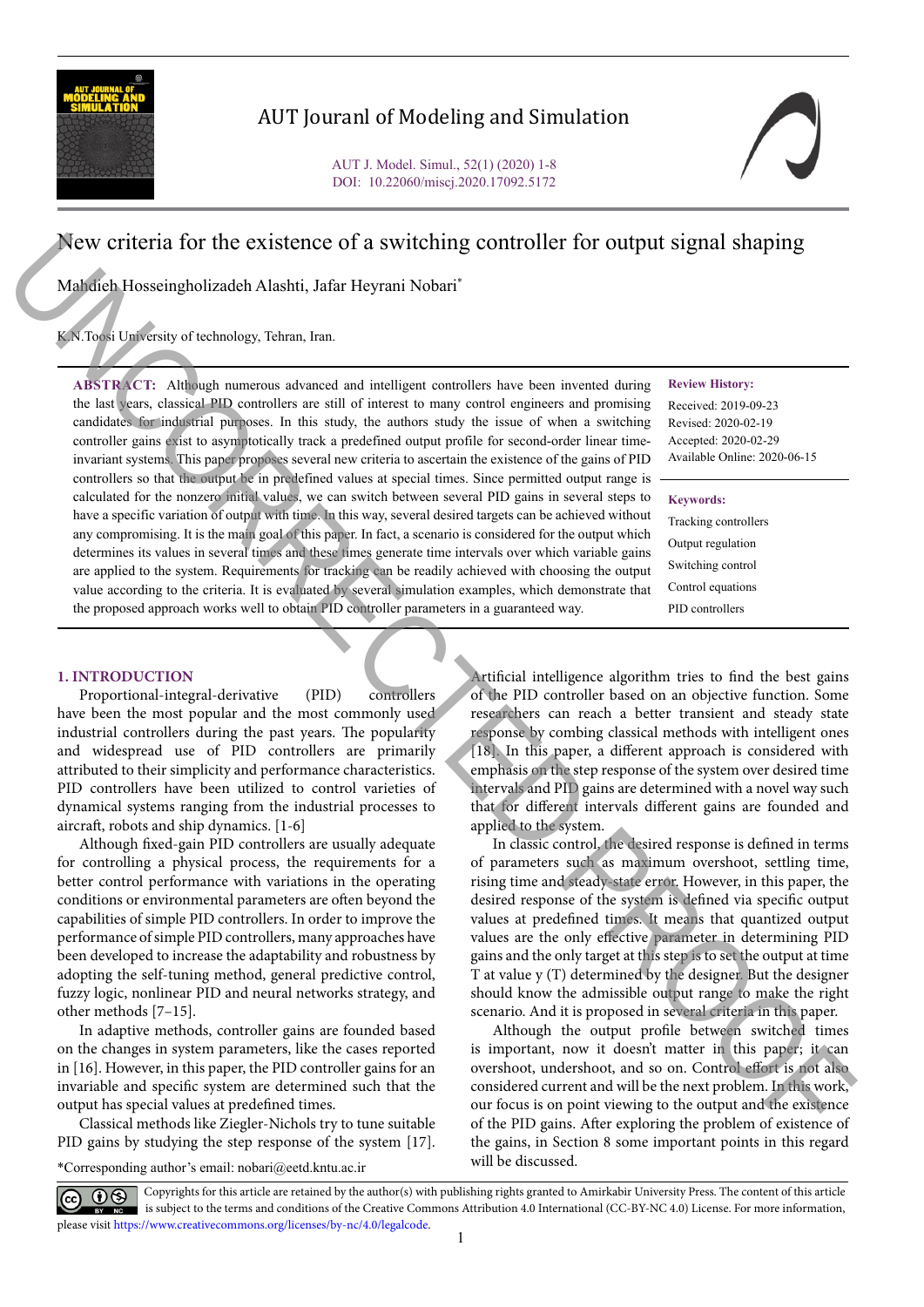# New criteria for the existence of a switching controller for output signal shaping

Mahdieh Hosseingholizadeh Alashti, Jafar Heyrani Nobari*

K.N.Toosi University of technology, Tehran, Iran.

**ABSTRACT:** Although numerous advanced and intelligent controllers have been invented during the last years, classical PID controllers are still of interest to many control engineers and promising candidates for industrial purposes. In this study, the authors study the issue of when a switching controller gains exist to asymptotically track a predefined output profile for second-order linear time-invariant systems. This paper proposes several new criteria to ascertain the existence of the gains of PID controllers so that the output be in predefined values at special times. Since permitted output range is calculated for the nonzero initial values, we can switch between several PID gains in several steps to have a specific variation of output with time. In this way, several desired targets can be achieved without any compromising. It is the main goal of this paper. In fact, a scenario is considered for the output which determines its values in several times and these times generate time intervals over which variable gains are applied to the system. Requirements for tracking can be readily achieved with choosing the output value according to the criteria. It is evaluated by several simulation examples, which demonstrate that the proposed approach works well to obtain PID controller parameters in a guaranteed way.

**Review History:**

Received: 2019-09-23
Revised: 2020-02-19
Accepted: 2020-02-29
Available Online: 2020-06-15

**Keywords:**

Tracking controllers
Output regulation
Switching control
Control equations
PID controllers

## 1. INTRODUCTION

Proportional-integral-derivative (PID) controllers have been the most popular and the most commonly used industrial controllers during the past years. The popularity and widespread use of PID controllers are primarily attributed to their simplicity and performance characteristics. PID controllers have been utilized to control varieties of dynamical systems ranging from the industrial processes to aircraft, robots and ship dynamics. [1-6]

Although fixed-gain PID controllers are usually adequate for controlling a physical process, the requirements for a better control performance with variations in the operating conditions or environmental parameters are often beyond the capabilities of simple PID controllers. In order to improve the performance of simple PID controllers, many approaches have been developed to increase the adaptability and robustness by adopting the self-tuning method, general predictive control, fuzzy logic, nonlinear PID and neural networks strategy, and other methods [7–15].

In adaptive methods, controller gains are founded based on the changes in system parameters, like the cases reported in [16]. However, in this paper, the PID controller gains for an invariable and specific system are determined such that the output has special values at predefined times.

Classical methods like Ziegler-Nichols try to tune suitable PID gains by studying the step response of the system [17]. Artificial intelligence algorithm tries to find the best gains of the PID controller based on an objective function. Some researchers can reach a better transient and steady state response by combing classical methods with intelligent ones [18]. In this paper, a different approach is considered with emphasis on the step response of the system over desired time intervals and PID gains are determined with a novel way such that for different intervals different gains are founded and applied to the system.

In classic control, the desired response is defined in terms of parameters such as maximum overshoot, settling time, rising time and steady state error. However, in this paper, the desired response of the system is defined via specific output values at predefined times. It means that quantized output values are the only effective parameter in determining PID gains and the only target at this step is to set the output at time T at value y (T) determined by the designer. But the designer should know the admissible output range to make the right scenario. And it is proposed in several criteria in this paper.

Although the output profile between switched times is important, now it doesn't matter in this paper; it can overshoot, undershoot, and so on. Control effort is not also considered current and will be the next problem. In this work, our focus is on point viewing to the output and the existence of the PID gains. After exploring the problem of existence of the gains, in Section 8 some important points in this regard will be discussed.

*Corresponding author's email: nobari@eetd.kntu.ac.ir

Copyrights for this article are retained by the author(s) with publishing rights granted to Amirkabir University Press. The content of this article is subject to the terms and conditions of the Creative Commons Attribution 4.0 International (CC-BY-NC 4.0) License. For more information, please visit https://www.creativecommons.org/licenses/by-nc/4.0/legalcode.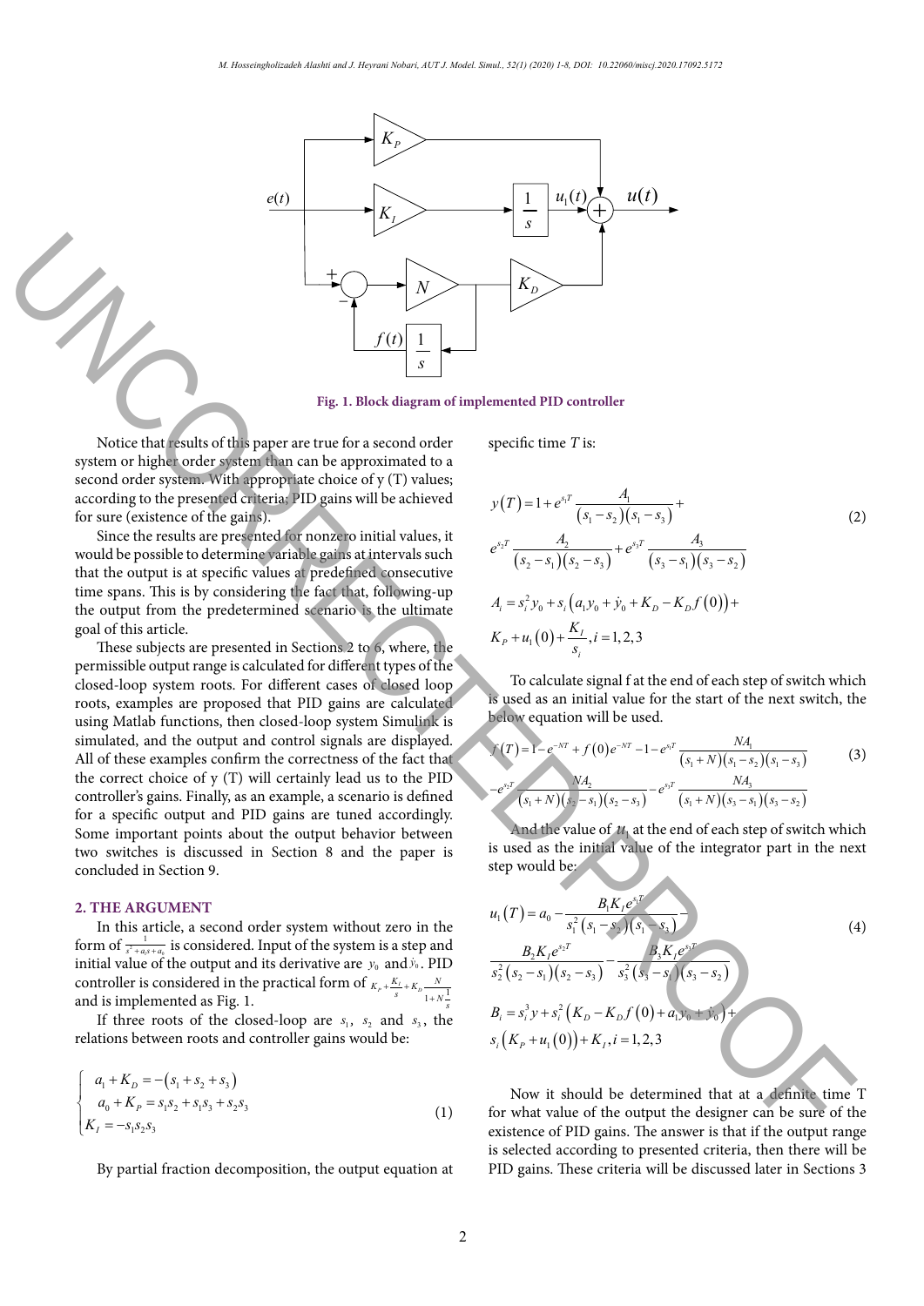Fig. 1. Block diagram of implemented PID controller

Notice that results of this paper are true for a second order system or higher order system than can be approximated to a second order system. With appropriate choice of y (T) values; according to the presented criteria; PID gains will be achieved for sure (existence of the gains).

Since the results are presented for nonzero initial values, it would be possible to determine variable gains at intervals such that the output is at specific values at predefined consecutive time spans. This is by considering the fact that, following-up the output from the predetermined scenario is the ultimate goal of this article.

These subjects are presented in Sections 2 to 6, where, the permissible output range is calculated for different types of the closed-loop system roots. For different cases of closed loop roots, examples are proposed that PID gains are calculated using Matlab functions, then closed-loop system Simulink is simulated, and the output and control signals are displayed. All of these examples confirm the correctness of the fact that the correct choice of y (T) will certainly lead us to the PID controller's gains. Finally, as an example, a scenario is defined for a specific output and PID gains are tuned accordingly. Some important points about the output behavior between two switches is discussed in Section 8 and the paper is concluded in Section 9.

## 2. THE ARGUMENT

In this article, a second order system without zero in the form of $\frac{1}{s^2+a_1s+a_0}$ is considered. Input of the system is a step and initial value of the output and its derivative are $y_0$ and $\dot{y}_0$. PID controller is considered in the practical form of $K_P+\frac{K_I}{s}+K_D\frac{N}{1+N\frac{1}{s}}$ and is implemented as Fig. 1.

If three roots of the closed-loop are $s_1$, $s_2$ and $s_3$, the relations between roots and controller gains would be:

$$\begin{cases} a_1+K_D=-(s_1+s_2+s_3) \\ a_0+K_P=s_1s_2+s_1s_3+s_2s_3 \\ K_I=-s_1s_2s_3 \end{cases} \tag{1}$$

By partial fraction decomposition, the output equation at specific time $T$ is:

$$y(T)=1+e^{s_1T}\frac{A_1}{(s_1-s_2)(s_1-s_3)}+ e^{s_2T}\frac{A_2}{(s_2-s_1)(s_2-s_3)}+e^{s_3T}\frac{A_3}{(s_3-s_1)(s_3-s_2)} \tag{2}$$

$$A_i=s_i^2y_0+s_i\left(a_1y_0+\dot{y}_0+K_D-K_Df(0)\right)+K_P+u_1(0)+\frac{K_I}{s_i}, i=1,2,3$$

To calculate signal f at the end of each step of switch which is used as an initial value for the start of the next switch, the below equation will be used.

$$f(T)=1-e^{-NT}+f(0)e^{-NT}-1-e^{s_1T}\frac{NA_1}{(s_1+N)(s_1-s_2)(s_1-s_3)} -e^{s_2T}\frac{NA_2}{(s_1+N)(s_2-s_1)(s_2-s_3)}-e^{s_3T}\frac{NA_3}{(s_1+N)(s_3-s_1)(s_3-s_2)} \tag{3}$$

And the value of $u_1$ at the end of each step of switch which is used as the initial value of the integrator part in the next step would be:

$$u_1(T)=a_0-\frac{B_1K_Ie^{s_1T}}{s_1^2(s_1-s_2)(s_1-s_3)}- \frac{B_2K_Ie^{s_2T}}{s_2^2(s_2-s_1)(s_2-s_3)}-\frac{B_3K_Ie^{s_3T}}{s_3^2(s_3-s_1)(s_3-s_2)} \tag{4}$$

$$B_i=s_i^3y+s_i^2\left(K_D-K_Df(0)+a_1y_0+\dot{y}_0\right)+ s_i\left(K_P+u_1(0)\right)+K_I, i=1,2,3$$

Now it should be determined that at a definite time T for what value of the output the designer can be sure of the existence of PID gains. The answer is that if the output range is selected according to presented criteria, then there will be PID gains. These criteria will be discussed later in Sections 3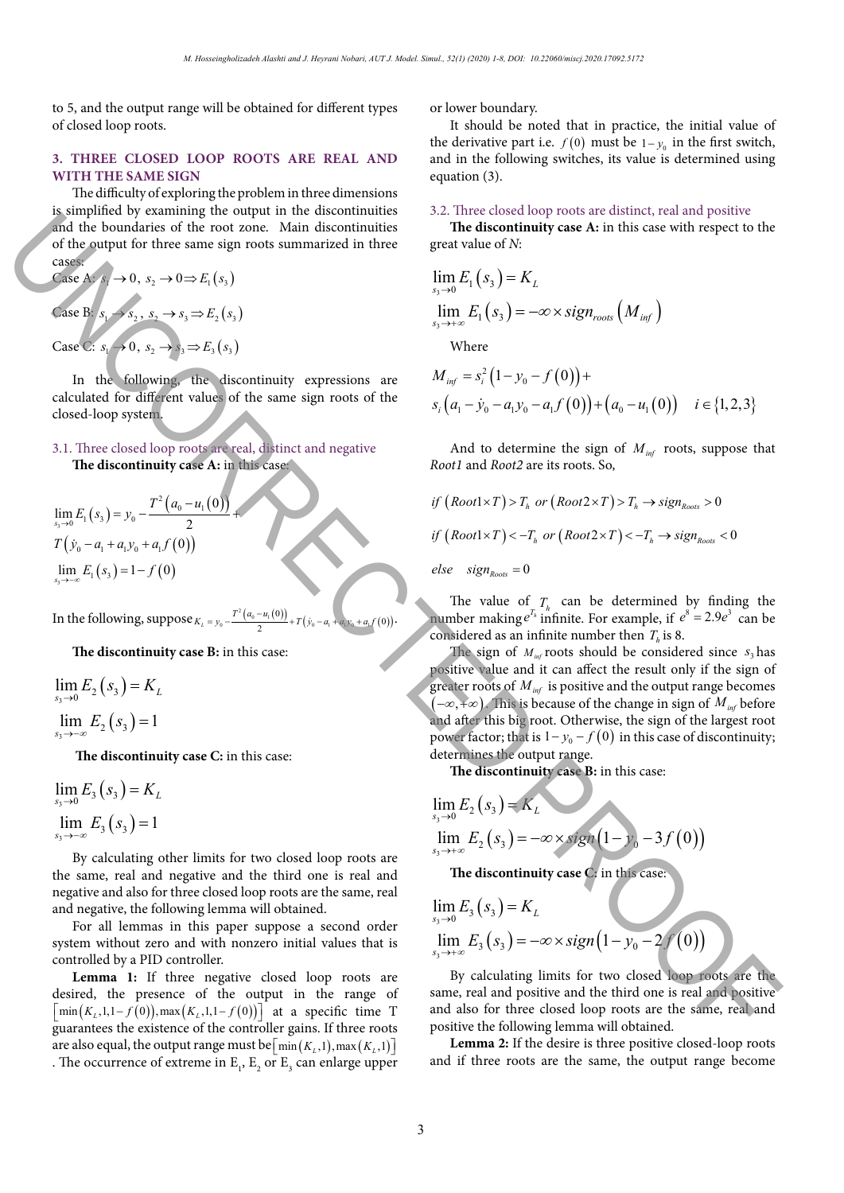to 5, and the output range will be obtained for different types of closed loop roots.

## 3. THREE CLOSED LOOP ROOTS ARE REAL AND WITH THE SAME SIGN

The difficulty of exploring the problem in three dimensions is simplified by examining the output in the discontinuities and the boundaries of the root zone. Main discontinuities of the output for three same sign roots summarized in three cases:

Case A: $s_1 \to 0,\ s_2 \to 0 \Rightarrow E_1(s_3)$

Case B: $s_1 \to s_2,\ s_2 \to s_3 \Rightarrow E_2(s_3)$

Case C: $s_1 \to 0,\ s_2 \to s_3 \Rightarrow E_3(s_3)$

In the following, the discontinuity expressions are calculated for different values of the same sign roots of the closed-loop system.

### 3.1. Three closed loop roots are real, distinct and negative

**The discontinuity case A:** in this case:

$$\lim_{s_3 \to 0} E_1(s_3) = y_0 - \frac{T^2\left(a_0 - u_1(0)\right)}{2} + T\left(\dot{y}_0 - a_1 + a_1 y_0 + a_1 f(0)\right)$$

$$\lim_{s_3 \to -\infty} E_1(s_3) = 1 - f(0)$$

In the following, suppose $K_L = y_0 - \frac{T^2\left(a_0 - u_1(0)\right)}{2} + T\left(\dot{y}_0 - a_1 + a_1 y_0 + a_1 f(0)\right)$.

**The discontinuity case B:** in this case:

$$\lim_{s_3 \to 0} E_2(s_3) = K_L$$

$$\lim_{s_3 \to -\infty} E_2(s_3) = 1$$

**The discontinuity case C:** in this case:

$$\lim_{s_3 \to 0} E_3(s_3) = K_L$$

$$\lim_{s_3 \to -\infty} E_3(s_3) = 1$$

By calculating other limits for two closed loop roots are the same, real and negative and the third one is real and negative and also for three closed loop roots are the same, real and negative, the following lemma will obtained.

For all lemmas in this paper suppose a second order system without zero and with nonzero initial values that is controlled by a PID controller.

**Lemma 1:** If three negative closed loop roots are desired, the presence of the output in the range of $\left[\min\left(K_L, 1, 1-f(0)\right), \max\left(K_L, 1, 1-f(0)\right)\right]$ at a specific time T guarantees the existence of the controller gains. If three roots are also equal, the output range must be $\left[\min\left(K_L, 1\right), \max\left(K_L, 1\right)\right]$. The occurrence of extreme in $E_1$, $E_2$ or $E_3$ can enlarge upper or lower boundary.

It should be noted that in practice, the initial value of the derivative part i.e. $f(0)$ must be $1 - y_0$ in the first switch, and in the following switches, its value is determined using equation (3).

### 3.2. Three closed loop roots are distinct, real and positive

**The discontinuity case A:** in this case with respect to the great value of *N*:

$$\lim_{s_3 \to 0} E_1(s_3) = K_L$$

$$\lim_{s_3 \to +\infty} E_1(s_3) = -\infty \times sign_{roots}\left(M_{inf}\right)$$

Where

$$M_{inf} = s_i^2\left(1 - y_0 - f(0)\right) + s_i\left(a_1 - \dot{y}_0 - a_1 y_0 - a_1 f(0)\right) + \left(a_0 - u_1(0)\right) \quad i \in \{1,2,3\}$$

And to determine the sign of $M_{inf}$ roots, suppose that *Root1* and *Root2* are its roots. So,

$$if\ \left(Root1 \times T\right) > T_h\ or\ \left(Root2 \times T\right) > T_h \rightarrow sign_{Roots} > 0$$

$$if\ \left(Root1 \times T\right) < -T_h\ or\ \left(Root2 \times T\right) < -T_h \rightarrow sign_{Roots} < 0$$

$$else \quad sign_{Roots} = 0$$

The value of $T_h$ can be determined by finding the number making $e^{T_h}$ infinite. For example, if $e^8 = 2.9e^3$ can be considered as an infinite number then $T_h$ is 8.

The sign of $M_{inf}$ roots should be considered since $s_3$ has positive value and it can affect the result only if the sign of greater roots of $M_{inf}$ is positive and the output range becomes $(-\infty, +\infty)$. This is because of the change in sign of $M_{inf}$ before and after this big root. Otherwise, the sign of the largest root power factor; that is $1 - y_0 - f(0)$ in this case of discontinuity; determines the output range.

**The discontinuity case B:** in this case:

$$\lim_{s_3 \to 0} E_2(s_3) = K_L$$

$$\lim_{s_3 \to +\infty} E_2(s_3) = -\infty \times sign\left(1 - y_0 - 3f(0)\right)$$

**The discontinuity case C:** in this case:

$$\lim_{s_3 \to 0} E_3(s_3) = K_L$$

$$\lim_{s_3 \to +\infty} E_3(s_3) = -\infty \times sign\left(1 - y_0 - 2f(0)\right)$$

By calculating limits for two closed loop roots are the same, real and positive and the third one is real and positive and also for three closed loop roots are the same, real and positive the following lemma will obtained.

**Lemma 2:** If the desire is three positive closed-loop roots and if three roots are the same, the output range become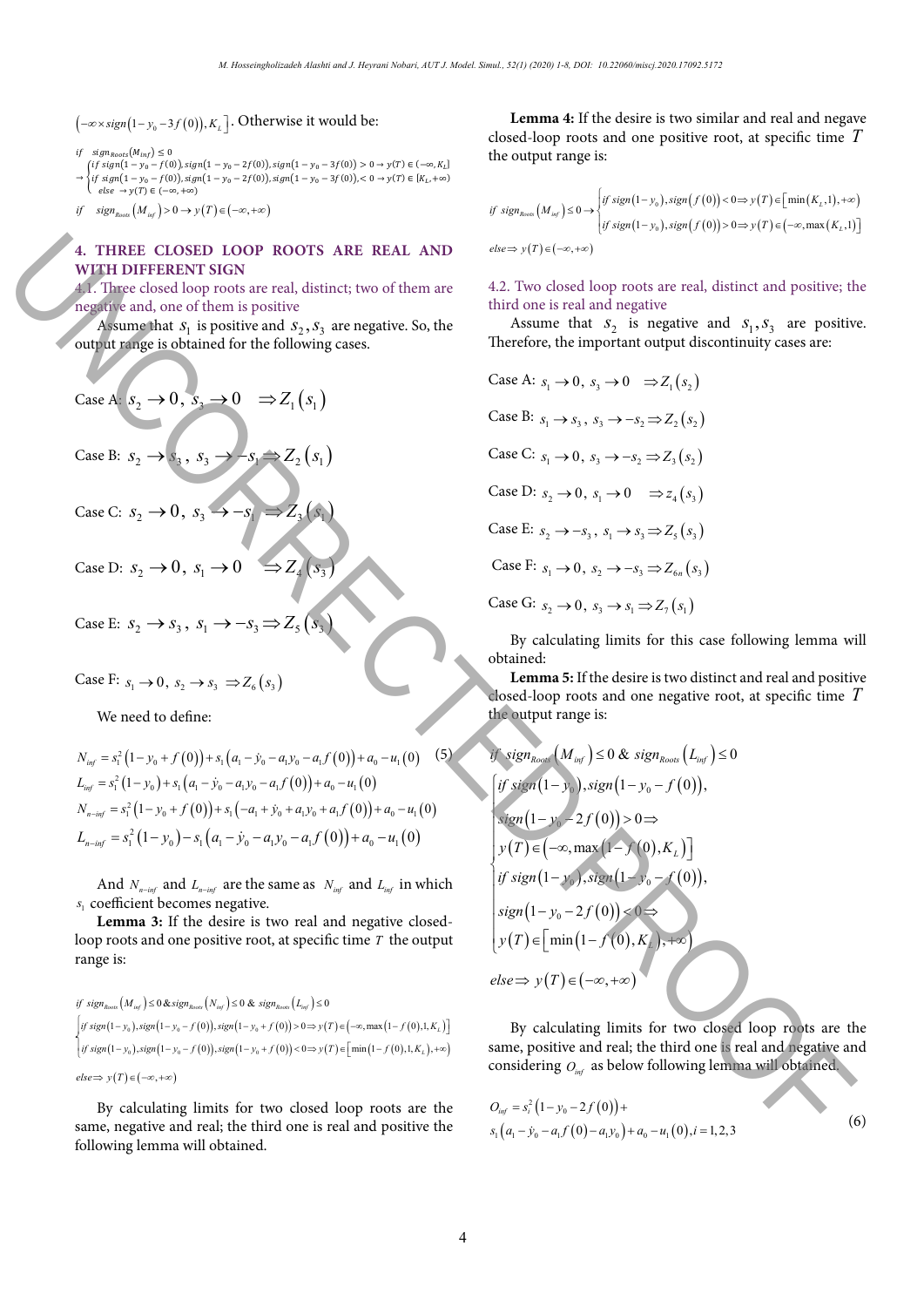$\left(-\infty \times sign\left(1-y_0-3f(0)\right), K_L\right]$. Otherwise it would be:

$$
\begin{aligned}
&if \quad sign_{Roots}(M_{inf}) \le 0 \\
&\rightarrow \begin{cases} if\ sign(1-y_0-f(0)), sign(1-y_0-2f(0)), sign(1-y_0-3f(0)) > 0 \rightarrow y(T) \in (-\infty, K_L] \\ if\ sign(1-y_0-f(0)), sign(1-y_0-2f(0)), sign(1-y_0-3f(0)), < 0 \rightarrow y(T) \in [K_L, +\infty) \\ else \rightarrow y(T) \in (-\infty, +\infty) \end{cases} \\
&if \quad sign_{Roots}(M_{inf}) > 0 \rightarrow y(T) \in (-\infty, +\infty)
\end{aligned}
$$

## 4. THREE CLOSED LOOP ROOTS ARE REAL AND WITH DIFFERENT SIGN

### 4.1. Three closed loop roots are real, distinct; two of them are negative and, one of them is positive

Assume that $s_1$ is positive and $s_2, s_3$ are negative. So, the output range is obtained for the following cases.

Case A: $s_2 \to 0,\ s_3 \to 0 \quad \Rightarrow Z_1(s_1)$

Case B: $s_2 \to s_3,\ s_3 \to -s_1 \Rightarrow Z_2(s_1)$

Case C: $s_2 \to 0,\ s_3 \to -s_1 \Rightarrow Z_3(s_1)$

Case D: $s_2 \to 0,\ s_1 \to 0 \quad \Rightarrow Z_4(s_3)$

Case E: $s_2 \to s_3,\ s_1 \to -s_3 \Rightarrow Z_5(s_3)$

Case F: $s_1 \to 0,\ s_2 \to s_3 \ \Rightarrow Z_6(s_3)$

We need to define:

$$
\begin{aligned}
N_{inf} &= s_i^2\left(1-y_0+f(0)\right)+s_1\left(a_1-\dot{y}_0-a_1y_0-a_1f(0)\right)+a_0-u_1(0) \\
L_{inf} &= s_i^2\left(1-y_0\right)+s_1\left(a_1-\dot{y}_0-a_1y_0-a_1f(0)\right)+a_0-u_1(0) \\
N_{n-inf} &= s_1^2\left(1-y_0+f(0)\right)+s_1\left(-a_1+\dot{y}_0+a_1y_0+a_1f(0)\right)+a_0-u_1(0) \\
L_{n-inf} &= s_1^2\left(1-y_0\right)-s_1\left(a_1-\dot{y}_0-a_1y_0-a_1f(0)\right)+a_0-u_1(0)
\end{aligned} \tag{5}
$$

And $N_{n-inf}$ and $L_{n-inf}$ are the same as $N_{inf}$ and $L_{inf}$ in which $s_1$ coefficient becomes negative.

**Lemma 3:** If the desire is two real and negative closed-loop roots and one positive root, at specific time $T$ the output range is:

$$
\begin{aligned}
&if\ sign_{Roots}(M_{inf}) \le 0 \ \&\ sign_{Roots}(N_{inf}) \le 0 \ \&\ sign_{Roots}(L_{inf}) \le 0 \\
&\begin{cases} if\ sign(1-y_0), sign(1-y_0-f(0)), sign(1-y_0+f(0)) > 0 \Rightarrow y(T) \in \left(-\infty, \max\left(1-f(0), 1, K_L\right)\right] \\ if\ sign(1-y_0), sign(1-y_0-f(0)), sign(1-y_0+f(0)) < 0 \Rightarrow y(T) \in \left[\min\left(1-f(0), 1, K_L\right), +\infty\right) \end{cases} \\
&else \Rightarrow y(T) \in (-\infty, +\infty)
\end{aligned}
$$

By calculating limits for two closed loop roots are the same, negative and real; the third one is real and positive the following lemma will obtained.

**Lemma 4:** If the desire is two similar and real and negave closed-loop roots and one positive root, at specific time $T$ the output range is:

$$
\begin{aligned}
&if\ sign_{Roots}(M_{inf}) \le 0 \rightarrow \begin{cases} if\ sign(1-y_0), sign(f(0)) < 0 \Rightarrow y(T) \in \left[\min(K_L, 1), +\infty\right) \\ if\ sign(1-y_0), sign(f(0)) > 0 \Rightarrow y(T) \in \left(-\infty, \max(K_L, 1)\right] \end{cases} \\
&else \Rightarrow y(T) \in (-\infty, +\infty)
\end{aligned}
$$

### 4.2. Two closed loop roots are real, distinct and positive; the third one is real and negative

Assume that $s_2$ is negative and $s_1, s_3$ are positive. Therefore, the important output discontinuity cases are:

Case A: $s_1 \to 0,\ s_3 \to 0 \quad \Rightarrow Z_1(s_2)$

Case B: $s_1 \to s_3,\ s_3 \to -s_2 \Rightarrow Z_2(s_2)$

Case C: $s_1 \to 0,\ s_3 \to -s_2 \Rightarrow Z_3(s_2)$

Case D: $s_2 \to 0,\ s_1 \to 0 \quad \Rightarrow z_4(s_3)$

Case E: $s_2 \to -s_3,\ s_1 \to s_3 \Rightarrow Z_5(s_3)$

Case F: $s_1 \to 0,\ s_2 \to -s_3 \Rightarrow Z_{6n}(s_3)$

Case G: $s_2 \to 0,\ s_3 \to s_1 \Rightarrow Z_7(s_1)$

By calculating limits for this case following lemma will obtained:

**Lemma 5:** If the desire is two distinct and real and positive closed-loop roots and one negative root, at specific time $T$ the output range is:

$$
\begin{aligned}
&if\ sign_{Roots}(M_{inf}) \le 0 \ \&\ sign_{Roots}(L_{inf}) \le 0 \\
&\begin{cases} if\ sign(1-y_0), sign(1-y_0-f(0)), \\ sign(1-y_0-2f(0)) > 0 \Rightarrow \\ y(T) \in \left(-\infty, \max\left(1-f(0), K_L\right)\right] \\ if\ sign(1-y_0), sign(1-y_0-f(0)), \\ sign(1-y_0-2f(0)) < 0 \Rightarrow \\ y(T) \in \left[\min\left(1-f(0), K_L\right), +\infty\right) \end{cases} \\
&else \Rightarrow y(T) \in (-\infty, +\infty)
\end{aligned}
$$

By calculating limits for two closed loop roots are the same, positive and real; the third one is real and negative and considering $O_{inf}$ as below following lemma will obtained.

$$
\begin{aligned}
O_{inf} &= s_i^2\left(1-y_0-2f(0)\right)+ \\
&s_1\left(a_1-\dot{y}_0-a_1f(0)-a_1y_0\right)+a_0-u_1(0), i=1,2,3
\end{aligned} \tag{6}
$$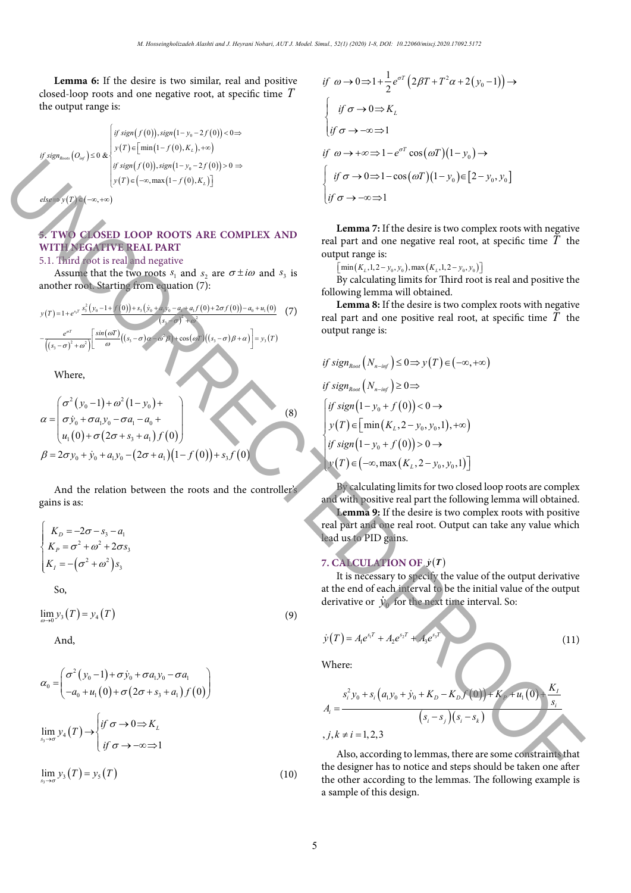**Lemma 6:** If the desire is two similar, real and positive closed-loop roots and one negative root, at specific time $T$ the output range is:

$$
if\ sign_{Roots}\left(O_{inf}\right) \leq 0\ \& \begin{cases} if\ sign\left(f\left(0\right)\right), sign\left(1-y_0-2f\left(0\right)\right) < 0 \Rightarrow \\ y\left(T\right) \in \left[\min\left(1-f\left(0\right), K_L\right), +\infty\right) \\ if\ sign\left(f\left(0\right)\right), sign\left(1-y_0-2f\left(0\right)\right) > 0 \Rightarrow \\ y\left(T\right) \in \left(-\infty, \max\left(1-f\left(0\right), K_L\right)\right] \end{cases}
$$

$$
else \Rightarrow y\left(T\right) \in \left(-\infty, +\infty\right)
$$

## 5. TWO CLOSED LOOP ROOTS ARE COMPLEX AND WITH NEGATIVE REAL PART

### 5.1. Third root is real and negative

Assume that the two roots $s_1$ and $s_2$ are $\sigma \pm i\omega$ and $s_3$ is another root. Starting from equation (7):

$$
y(T) = 1 + e^{s_3 T} \frac{s_3^2\left(y_0 - 1 + f\left(0\right)\right) + s_3\left(\dot{y}_0 + a_1 y_0 - a_1 + a_1 f\left(0\right) + 2\sigma f\left(0\right)\right) - a_0 + u_1\left(0\right)}{\left(s_3 - \sigma\right)^2 + \omega^2} \quad (7)
$$

$$
- \frac{e^{\sigma T}}{\left(\left(s_3 - \sigma\right)^2 + \omega^2\right)} \left[\frac{\sin\left(\omega T\right)}{\omega}\left(\left(s_3 - \sigma\right)\alpha - \omega^2 \beta\right) + \cos\left(\omega T\right)\left(\left(s_3 - \sigma\right)\beta + \alpha\right)\right] = y_3\left(T\right)
$$

Where,

$$
\alpha = \begin{pmatrix} \sigma^2\left(y_0 - 1\right) + \omega^2\left(1 - y_0\right) + \\ \sigma \dot{y}_0 + \sigma a_1 y_0 - \sigma a_1 - a_0 + \\ u_1\left(0\right) + \sigma\left(2\sigma + s_3 + a_1\right) f\left(0\right) \end{pmatrix} \quad (8)
$$

$$
\beta = 2\sigma y_0 + \dot{y}_0 + a_1 y_0 - \left(2\sigma + a_1\right)\left(1 - f\left(0\right)\right) + s_3 f\left(0\right)
$$

And the relation between the roots and the controller's gains is as:

$$
\begin{cases} K_D = -2\sigma - s_3 - a_1 \\ K_P = \sigma^2 + \omega^2 + 2\sigma s_3 \\ K_I = -\left(\sigma^2 + \omega^2\right) s_3 \end{cases}
$$

So,

$$
\lim_{\omega \to 0} y_3\left(T\right) = y_4\left(T\right) \quad (9)
$$

And,

$$
\alpha_0 = \begin{pmatrix} \sigma^2\left(y_0 - 1\right) + \sigma \dot{y}_0 + \sigma a_1 y_0 - \sigma a_1 \\ -a_0 + u_1\left(0\right) + \sigma\left(2\sigma + s_3 + a_1\right) f\left(0\right) \end{pmatrix}
$$

$$
\lim_{s_3 \to \sigma} y_4\left(T\right) \to \begin{cases} if\ \sigma \to 0 \Rightarrow K_L \\ if\ \sigma \to -\infty \Rightarrow 1 \end{cases}
$$

$$
\lim_{s_3 \to \sigma} y_3\left(T\right) = y_5\left(T\right) \quad (10)
$$

$$
if\ \omega \to 0 \Rightarrow 1 + \frac{1}{2} e^{\sigma T}\left(2\beta T + T^2 \alpha + 2\left(y_0 - 1\right)\right) \to
$$

$$
\begin{cases} if\ \sigma \to 0 \Rightarrow K_L \\ if\ \sigma \to -\infty \Rightarrow 1 \end{cases}
$$

$$
if\ \omega \to +\infty \Rightarrow 1 - e^{\sigma T} \cos\left(\omega T\right)\left(1 - y_0\right) \to
$$

$$
\begin{cases} if\ \sigma \to 0 \Rightarrow 1 - \cos\left(\omega T\right)\left(1 - y_0\right) \in \left[2 - y_0, y_0\right] \\ if\ \sigma \to -\infty \Rightarrow 1 \end{cases}
$$

**Lemma 7:** If the desire is two complex roots with negative real part and one negative real root, at specific time $T$ the output range is:

$\left[\min\left(K_L, 1, 2 - y_0, y_0\right), \max\left(K_L, 1, 2 - y_0, y_0\right)\right]$

By calculating limits for Third root is real and positive the following lemma will obtained.

**Lemma 8:** If the desire is two complex roots with negative real part and one positive real root, at specific time $T$ the output range is:

$$
if\ sign_{Root}\left(N_{n-inf}\right) \leq 0 \Rightarrow y\left(T\right) \in \left(-\infty, +\infty\right)
$$

$$
if\ sign_{Root}\left(N_{n-inf}\right) \geq 0 \Rightarrow
$$

$$
\begin{cases} if\ sign\left(1 - y_0 + f\left(0\right)\right) < 0 \to \\ y\left(T\right) \in \left[\min\left(K_L, 2 - y_0, y_0, 1\right), +\infty\right) \\ if\ sign\left(1 - y_0 + f\left(0\right)\right) > 0 \to \\ y\left(T\right) \in \left(-\infty, \max\left(K_L, 2 - y_0, y_0, 1\right)\right] \end{cases}
$$

By calculating limits for two closed loop roots are complex and with positive real part the following lemma will obtained.

**Lemma 9:** If the desire is two complex roots with positive real part and one real root. Output can take any value which lead us to PID gains.

## 7. CALCULATION OF $\dot{y}(T)$

It is necessary to specify the value of the output derivative at the end of each interval to be the initial value of the output derivative or $\dot{y}_0$ for the next time interval. So:

$$
\dot{y}\left(T\right) = A_1 e^{s_1 T} + A_2 e^{s_2 T} + A_3 e^{s_3 T} \quad (11)
$$

Where:

$$
A_i = \frac{s_i^2 y_0 + s_i\left(a_1 y_0 + \dot{y}_0 + K_D - K_D f\left(0\right)\right) + K_P + u_1\left(0\right) + \frac{K_I}{s_i}}{\left(s_i - s_j\right)\left(s_i - s_k\right)}
$$

$$
, j, k \neq i = 1, 2, 3
$$

Also, according to lemmas, there are some constraints that the designer has to notice and steps should be taken one after the other according to the lemmas. The following example is a sample of this design.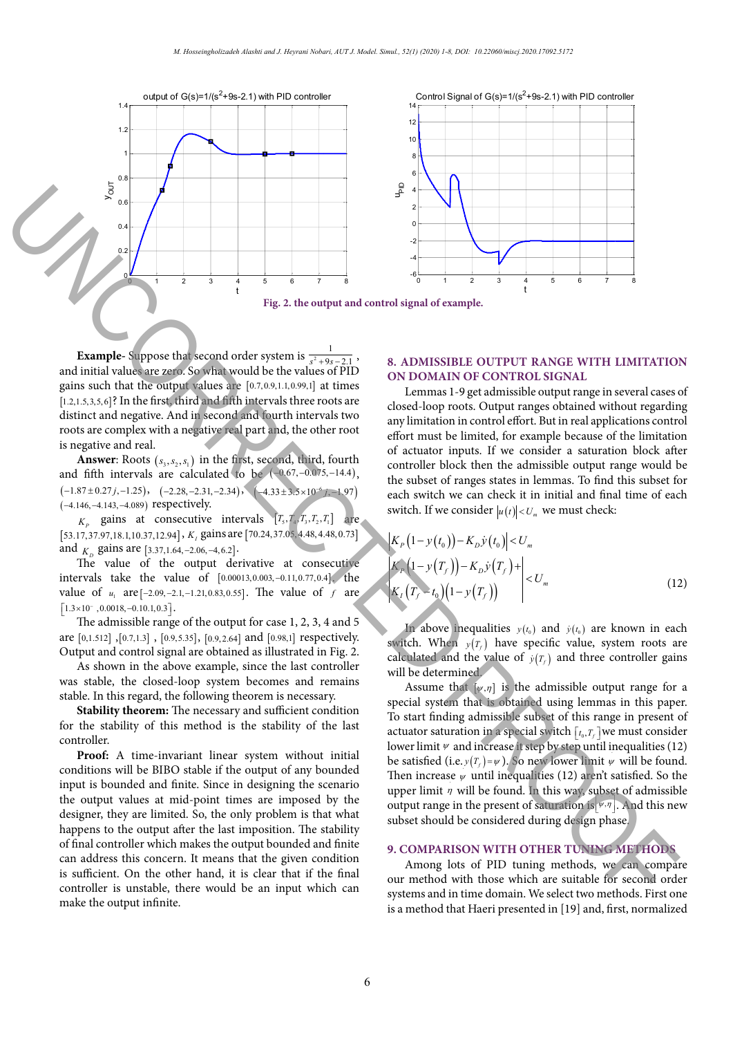Fig. 2. the output and control signal of example.

**Example**- Suppose that second order system is $\frac{1}{s^2+9s-2.1}$, and initial values are zero. So what would be the values of PID gains such that the output values are $[0.7, 0.9, 1.1, 0.99, 1]$ at times $[1.2, 1.5, 3, 5, 6]$? In the first, third and fifth intervals three roots are distinct and negative. And in second and fourth intervals two roots are complex with a negative real part and, the other root is negative and real.

**Answer**: Roots $(s_3, s_2, s_1)$ in the first, second, third, fourth and fifth intervals are calculated to be $(-0.67, -0.075, -14.4)$, $(-1.87 \pm 0.27j, -1.25)$, $(-2.28, -2.31, -2.34)$, $(-4.33 \pm 3.5\times10^{-6}j, -1.97)$ $(-4.146, -4.143, -4.089)$ respectively.

$K_P$ gains at consecutive intervals $[T_5, T_4, T_3, T_2, T_1]$ are $[53.17, 37.97, 18.1, 10.37, 12.94]$, $K_I$ gains are $[70.24, 37.05, 4.48, 4.48, 0.73]$ and $K_D$ gains are $[3.37, 1.64, -2.06, -4, 6.2]$.

The value of the output derivative at consecutive intervals take the value of $[0.00013, 0.003, -0.11, 0.77, 0.4]$, the value of $u_1$ are $[-2.09, -2.1, -1.21, 0.83, 0.55]$. The value of $f$ are $[1.3\times10^{-}, 0.0018, -0.10.1, 0.3]$.

The admissible range of the output for case 1, 2, 3, 4 and 5 are $[0, 1.512]$, $[0.7, 1.3]$, $[0.9, 5.35]$, $[0.9, 2.64]$ and $[0.98, 1]$ respectively. Output and control signal are obtained as illustrated in Fig. 2.

As shown in the above example, since the last controller was stable, the closed-loop system becomes and remains stable. In this regard, the following theorem is necessary.

**Stability theorem:** The necessary and sufficient condition for the stability of this method is the stability of the last controller.

**Proof:** A time-invariant linear system without initial conditions will be BIBO stable if the output of any bounded input is bounded and finite. Since in designing the scenario the output values at mid-point times are imposed by the designer, they are limited. So, the only problem is that what happens to the output after the last imposition. The stability of final controller which makes the output bounded and finite can address this concern. It means that the given condition is sufficient. On the other hand, it is clear that if the final controller is unstable, there would be an input which can make the output infinite.

## 8. ADMISSIBLE OUTPUT RANGE WITH LIMITATION ON DOMAIN OF CONTROL SIGNAL

Lemmas 1-9 get admissible output range in several cases of closed-loop roots. Output ranges obtained without regarding any limitation in control effort. But in real applications control effort must be limited, for example because of the limitation of actuator inputs. If we consider a saturation block after controller block then the admissible output range would be the subset of ranges states in lemmas. To find this subset for each switch we can check it in initial and final time of each switch. If we consider $|u(t)| < U_m$ we must check:

$$
\begin{aligned}
&\left|K_P\left(1-y(t_0)\right)-K_D\dot{y}(t_0)\right| < U_m \\
&\left|\begin{aligned}&K_P\left(1-y(T_f)\right)-K_D\dot{y}(T_f)+\\&K_I\left(T_f-t_0\right)\left(1-y(T_f)\right)\end{aligned}\right| < U_m
\end{aligned}
\qquad (12)
$$

In above inequalities $y(t_0)$ and $\dot{y}(t_0)$ are known in each switch. When $y(T_f)$ have specific value, system roots are calculated and the value of $\dot{y}(T_f)$ and three controller gains will be determined.

Assume that $[\psi, \eta]$ is the admissible output range for a special system that is obtained using lemmas in this paper. To start finding admissible subset of this range in present of actuator saturation in a special switch $[t_0, T_f]$ we must consider lower limit $\psi$ and increase it step by step until inequalities (12) be satisfied (i.e. $y(T_f) = \psi$). So new lower limit $\psi$ will be found. Then increase $\psi$ until inequalities (12) aren't satisfied. So the upper limit $\eta$ will be found. In this way, subset of admissible output range in the present of saturation is $[\psi, \eta]$. And this new subset should be considered during design phase.

## 9. COMPARISON WITH OTHER TUNING METHODS

Among lots of PID tuning methods, we can compare our method with those which are suitable for second order systems and in time domain. We select two methods. First one is a method that Haeri presented in [19] and, first, normalized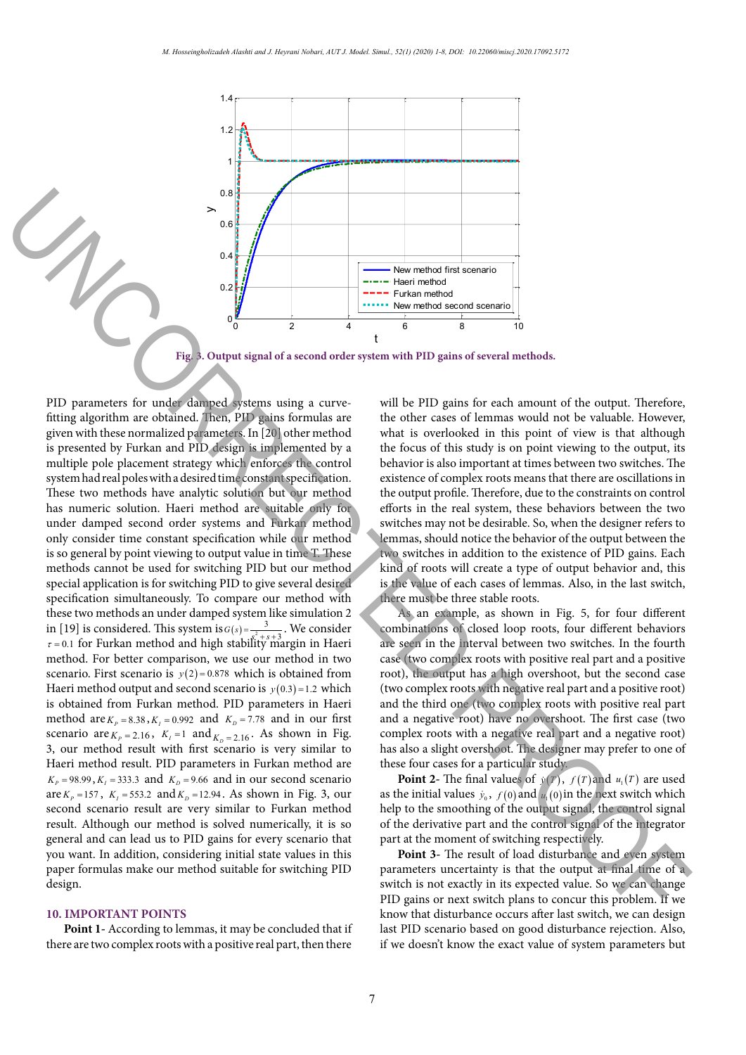Fig. 3. Output signal of a second order system with PID gains of several methods.

PID parameters for under damped systems using a curve-fitting algorithm are obtained. Then, PID gains formulas are given with these normalized parameters. In [20] other method is presented by Furkan and PID design is implemented by a multiple pole placement strategy which enforces the control system had real poles with a desired time constant specification. These two methods have analytic solution but our method has numeric solution. Haeri method are suitable only for under damped second order systems and Furkan method only consider time constant specification while our method is so general by point viewing to output value in time T. These methods cannot be used for switching PID but our method special application is for switching PID to give several desired specification simultaneously. To compare our method with these two methods an under damped system like simulation 2 in [19] is considered. This system is $G(s)=\frac{3}{s^2+s+3}$. We consider $\tau=0.1$ for Furkan method and high stability margin in Haeri method. For better comparison, we use our method in two scenario. First scenario is $y(2)=0.878$ which is obtained from Haeri method output and second scenario is $y(0.3)=1.2$ which is obtained from Furkan method. PID parameters in Haeri method are $K_P=8.38$, $K_I=0.992$ and $K_D=7.78$ and in our first scenario are $K_P=2.16$, $K_I=1$ and $K_D=2.16$. As shown in Fig. 3, our method result with first scenario is very similar to Haeri method result. PID parameters in Furkan method are $K_P=98.99$, $K_I=333.3$ and $K_D=9.66$ and in our second scenario are $K_P=157$, $K_I=553.2$ and $K_D=12.94$. As shown in Fig. 3, our second scenario result are very similar to Furkan method result. Although our method is solved numerically, it is so general and can lead us to PID gains for every scenario that you want. In addition, considering initial state values in this paper formulas make our method suitable for switching PID design.

## 10. IMPORTANT POINTS

**Point 1**- According to lemmas, it may be concluded that if there are two complex roots with a positive real part, then there will be PID gains for each amount of the output. Therefore, the other cases of lemmas would not be valuable. However, what is overlooked in this point of view is that although the focus of this study is on point viewing to the output, its behavior is also important at times between two switches. The existence of complex roots means that there are oscillations in the output profile. Therefore, due to the constraints on control efforts in the real system, these behaviors between the two switches may not be desirable. So, when the designer refers to lemmas, should notice the behavior of the output between the two switches in addition to the existence of PID gains. Each kind of roots will create a type of output behavior and, this is the value of each cases of lemmas. Also, in the last switch, there must be three stable roots.

As an example, as shown in Fig. 5, for four different combinations of closed loop roots, four different behaviors are seen in the interval between two switches. In the fourth case (two complex roots with positive real part and a positive root), the output has a high overshoot, but the second case (two complex roots with negative real part and a positive root) and the third one (two complex roots with positive real part and a negative root) have no overshoot. The first case (two complex roots with a negative real part and a negative root) has also a slight overshoot. The designer may prefer to one of these four cases for a particular study.

**Point 2**- The final values of $\dot{y}(T)$, $f(T)$ and $u_1(T)$ are used as the initial values $\dot{y}_0$, $f(0)$ and $u_1(0)$ in the next switch which help to the smoothing of the output signal, the control signal of the derivative part and the control signal of the integrator part at the moment of switching respectively.

**Point 3**- The result of load disturbance and even system parameters uncertainty is that the output at final time of a switch is not exactly in its expected value. So we can change PID gains or next switch plans to concur this problem. If we know that disturbance occurs after last switch, we can design last PID scenario based on good disturbance rejection. Also, if we doesn't know the exact value of system parameters but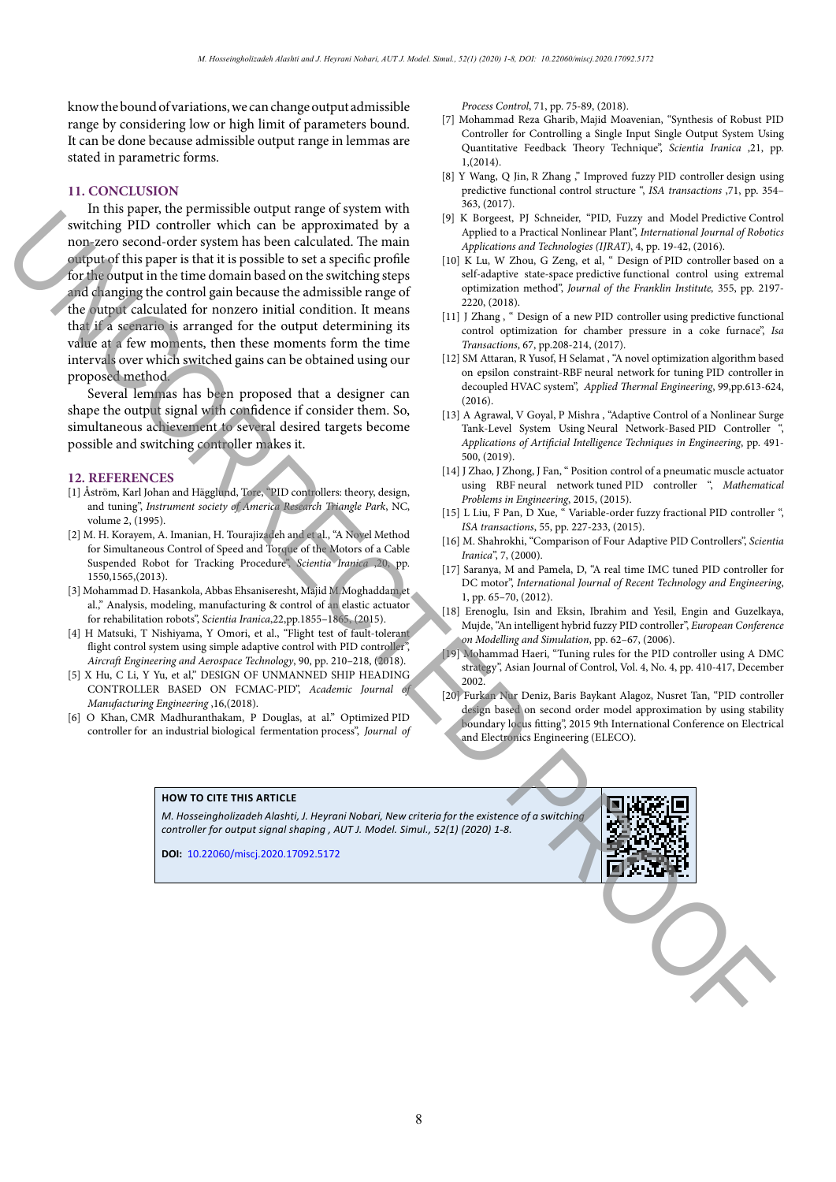know the bound of variations, we can change output admissible range by considering low or high limit of parameters bound. It can be done because admissible output range in lemmas are stated in parametric forms.

## 11. CONCLUSION

In this paper, the permissible output range of system with switching PID controller which can be approximated by a non-zero second-order system has been calculated. The main output of this paper is that it is possible to set a specific profile for the output in the time domain based on the switching steps and changing the control gain because the admissible range of the output calculated for nonzero initial condition. It means that if a scenario is arranged for the output determining its value at a few moments, then these moments form the time intervals over which switched gains can be obtained using our proposed method.

Several lemmas has been proposed that a designer can shape the output signal with confidence if consider them. So, simultaneous achievement to several desired targets become possible and switching controller makes it.

## 12. REFERENCES

[1] Åström, Karl Johan and Hägglund, Tore, "PID controllers: theory, design, and tuning", *Instrument society of America Research Triangle Park*, NC, volume 2, (1995).

[2] M. H. Korayem, A. Imanian, H. Tourajizadeh and et al., "A Novel Method for Simultaneous Control of Speed and Torque of the Motors of a Cable Suspended Robot for Tracking Procedure", *Scientia Iranica* ,20, pp. 1550,1565,(2013).

[3] Mohammad D. Hasankola, Abbas Ehsaniseresht, Majid M.Moghaddam,et al.," Analysis, modeling, manufacturing & control of an elastic actuator for rehabilitation robots", *Scientia Iranica*,22,pp.1855–1865, (2015).

[4] H Matsuki, T Nishiyama, Y Omori, et al., "Flight test of fault-tolerant flight control system using simple adaptive control with PID controller", *Aircraft Engineering and Aerospace Technology*, 90, pp. 210–218, (2018).

[5] X Hu, C Li, Y Yu, et al," DESIGN OF UNMANNED SHIP HEADING CONTROLLER BASED ON FCMAC-PID", *Academic Journal of Manufacturing Engineering* ,16,(2018).

[6] O Khan, CMR Madhuranthakam, P Douglas, at al." Optimized PID controller for an industrial biological fermentation process", *Journal of Process Control*, 71, pp. 75-89, (2018).

[7] Mohammad Reza Gharib, Majid Moavenian, "Synthesis of Robust PID Controller for Controlling a Single Input Single Output System Using Quantitative Feedback Theory Technique", *Scientia Iranica* ,21, pp. 1,(2014).

[8] Y Wang, Q Jin, R Zhang ," Improved fuzzy PID controller design using predictive functional control structure ", *ISA transactions* ,71, pp. 354–363, (2017).

[9] K Borgeest, PJ Schneider, "PID, Fuzzy and Model Predictive Control Applied to a Practical Nonlinear Plant", *International Journal of Robotics Applications and Technologies (IJRAT)*, 4, pp. 19-42, (2016).

[10] K Lu, W Zhou, G Zeng, et al, " Design of PID controller based on a self-adaptive state-space predictive functional control using extremal optimization method", *Journal of the Franklin Institute,* 355, pp. 2197-2220, (2018).

[11] J Zhang , " Design of a new PID controller using predictive functional control optimization for chamber pressure in a coke furnace", *Isa Transactions*, 67, pp.208-214, (2017).

[12] SM Attaran, R Yusof, H Selamat , "A novel optimization algorithm based on epsilon constraint-RBF neural network for tuning PID controller in decoupled HVAC system", *Applied Thermal Engineering*, 99,pp.613-624, (2016).

[13] A Agrawal, V Goyal, P Mishra , "Adaptive Control of a Nonlinear Surge Tank-Level System Using Neural Network-Based PID Controller ", *Applications of Artificial Intelligence Techniques in Engineering*, pp. 491-500, (2019).

[14] J Zhao, J Zhong, J Fan, " Position control of a pneumatic muscle actuator using RBF neural network tuned PID controller ", *Mathematical Problems in Engineering*, 2015, (2015).

[15] L Liu, F Pan, D Xue, " Variable-order fuzzy fractional PID controller ", *ISA transactions*, 55, pp. 227-233, (2015).

[16] M. Shahrokhi, "Comparison of Four Adaptive PID Controllers", *Scientia Iranica*", 7, (2000).

[17] Saranya, M and Pamela, D, "A real time IMC tuned PID controller for DC motor", *International Journal of Recent Technology and Engineering*, 1, pp. 65–70, (2012).

[18] Erenoglu, Isin and Eksin, Ibrahim and Yesil, Engin and Guzelkaya, Mujde, "An intelligent hybrid fuzzy PID controller", *European Conference on Modelling and Simulation*, pp. 62–67, (2006).

[19] Mohammad Haeri, "Tuning rules for the PID controller using A DMC strategy", Asian Journal of Control, Vol. 4, No. 4, pp. 410-417, December 2002.

[20] Furkan Nur Deniz, Baris Baykant Alagoz, Nusret Tan, "PID controller design based on second order model approximation by using stability boundary locus fitting", 2015 9th International Conference on Electrical and Electronics Engineering (ELECO).

**HOW TO CITE THIS ARTICLE**

*M. Hosseingholizadeh Alashti, J. Heyrani Nobari, New criteria for the existence of a switching controller for output signal shaping , AUT J. Model. Simul., 52(1) (2020) 1-8.*

**DOI:** 10.22060/miscj.2020.17092.5172